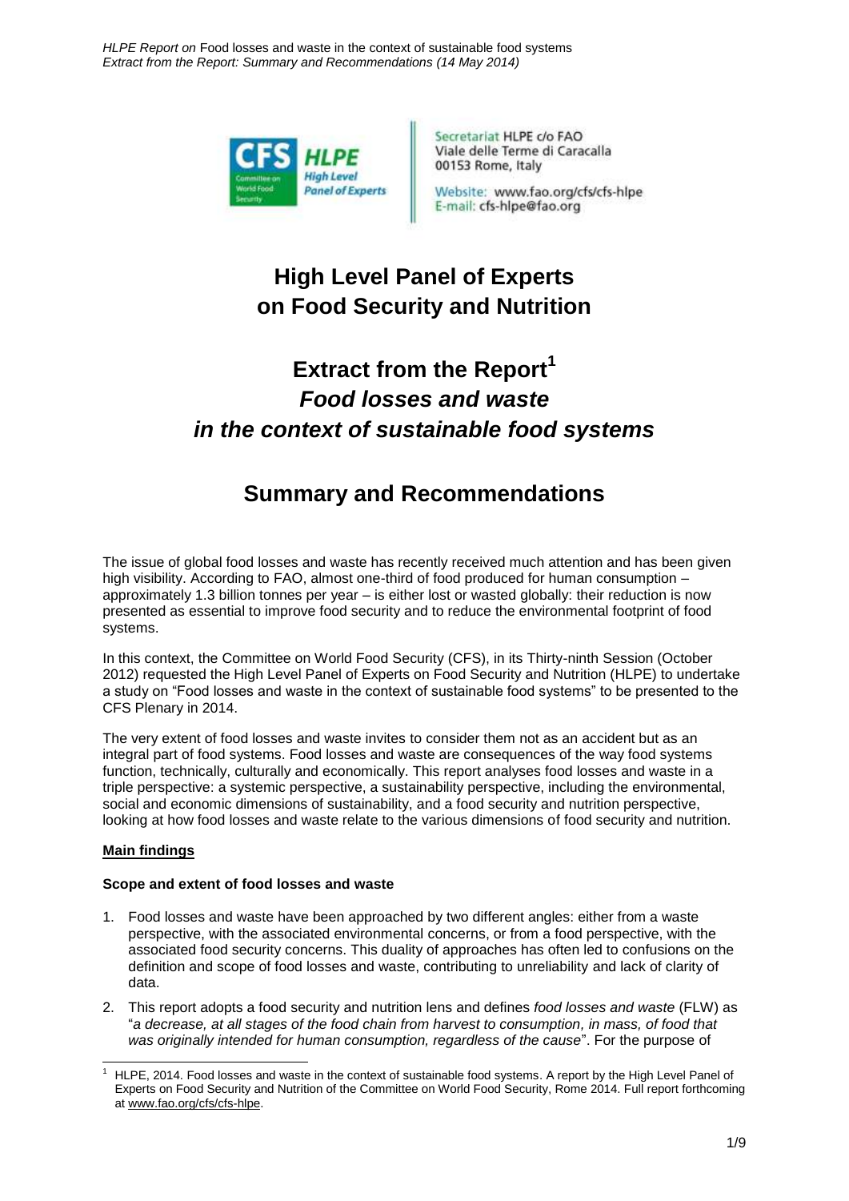Secretariat HLPE c/o FAO
Viale delle Terme di Caracalla
00153 Rome, Italy

Website: www.fao.org/cfs/cfs-hlpe
E-mail: cfs-hlpe@fao.org

# High Level Panel of Experts on Food Security and Nutrition

# Extract from the Report[1] *Food losses and waste in the context of sustainable food systems*

# Summary and Recommendations

The issue of global food losses and waste has recently received much attention and has been given high visibility. According to FAO, almost one-third of food produced for human consumption – approximately 1.3 billion tonnes per year – is either lost or wasted globally: their reduction is now presented as essential to improve food security and to reduce the environmental footprint of food systems.

In this context, the Committee on World Food Security (CFS), in its Thirty-ninth Session (October 2012) requested the High Level Panel of Experts on Food Security and Nutrition (HLPE) to undertake a study on "Food losses and waste in the context of sustainable food systems" to be presented to the CFS Plenary in 2014.

The very extent of food losses and waste invites to consider them not as an accident but as an integral part of food systems. Food losses and waste are consequences of the way food systems function, technically, culturally and economically. This report analyses food losses and waste in a triple perspective: a systemic perspective, a sustainability perspective, including the environmental, social and economic dimensions of sustainability, and a food security and nutrition perspective, looking at how food losses and waste relate to the various dimensions of food security and nutrition.

## **Main findings**

### Scope and extent of food losses and waste

1. Food losses and waste have been approached by two different angles: either from a waste perspective, with the associated environmental concerns, or from a food perspective, with the associated food security concerns. This duality of approaches has often led to confusions on the definition and scope of food losses and waste, contributing to unreliability and lack of clarity of data.
2. This report adopts a food security and nutrition lens and defines *food losses and waste* (FLW) as "*a decrease, at all stages of the food chain from harvest to consumption, in mass, of food that was originally intended for human consumption, regardless of the cause*". For the purpose of

[1] HLPE, 2014. Food losses and waste in the context of sustainable food systems. A report by the High Level Panel of Experts on Food Security and Nutrition of the Committee on World Food Security, Rome 2014. Full report forthcoming at www.fao.org/cfs/cfs-hlpe.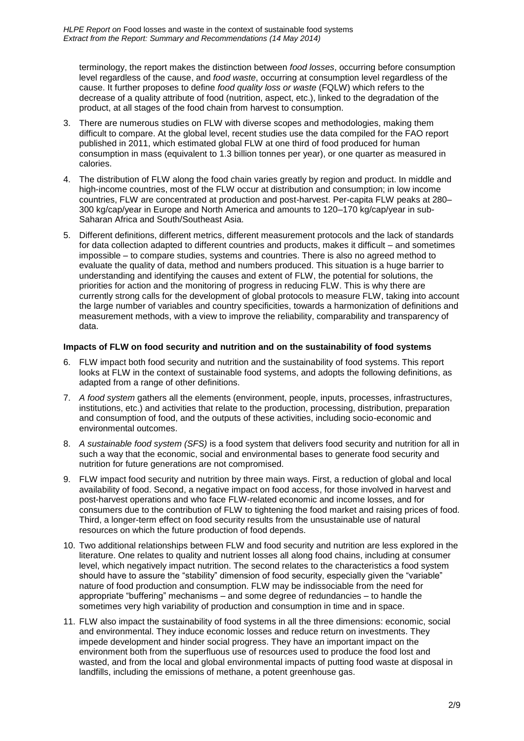terminology, the report makes the distinction between *food losses*, occurring before consumption level regardless of the cause, and *food waste*, occurring at consumption level regardless of the cause. It further proposes to define *food quality loss or waste* (FQLW) which refers to the decrease of a quality attribute of food (nutrition, aspect, etc.), linked to the degradation of the product, at all stages of the food chain from harvest to consumption.

3. There are numerous studies on FLW with diverse scopes and methodologies, making them difficult to compare. At the global level, recent studies use the data compiled for the FAO report published in 2011, which estimated global FLW at one third of food produced for human consumption in mass (equivalent to 1.3 billion tonnes per year), or one quarter as measured in calories.

4. The distribution of FLW along the food chain varies greatly by region and product. In middle and high-income countries, most of the FLW occur at distribution and consumption; in low income countries, FLW are concentrated at production and post-harvest. Per-capita FLW peaks at 280–300 kg/cap/year in Europe and North America and amounts to 120–170 kg/cap/year in sub-Saharan Africa and South/Southeast Asia.

5. Different definitions, different metrics, different measurement protocols and the lack of standards for data collection adapted to different countries and products, makes it difficult – and sometimes impossible – to compare studies, systems and countries. There is also no agreed method to evaluate the quality of data, method and numbers produced. This situation is a huge barrier to understanding and identifying the causes and extent of FLW, the potential for solutions, the priorities for action and the monitoring of progress in reducing FLW. This is why there are currently strong calls for the development of global protocols to measure FLW, taking into account the large number of variables and country specificities, towards a harmonization of definitions and measurement methods, with a view to improve the reliability, comparability and transparency of data.

**Impacts of FLW on food security and nutrition and on the sustainability of food systems**

6. FLW impact both food security and nutrition and the sustainability of food systems. This report looks at FLW in the context of sustainable food systems, and adopts the following definitions, as adapted from a range of other definitions.

7. *A food system* gathers all the elements (environment, people, inputs, processes, infrastructures, institutions, etc.) and activities that relate to the production, processing, distribution, preparation and consumption of food, and the outputs of these activities, including socio-economic and environmental outcomes.

8. *A sustainable food system (SFS)* is a food system that delivers food security and nutrition for all in such a way that the economic, social and environmental bases to generate food security and nutrition for future generations are not compromised.

9. FLW impact food security and nutrition by three main ways. First, a reduction of global and local availability of food. Second, a negative impact on food access, for those involved in harvest and post-harvest operations and who face FLW-related economic and income losses, and for consumers due to the contribution of FLW to tightening the food market and raising prices of food. Third, a longer-term effect on food security results from the unsustainable use of natural resources on which the future production of food depends.

10. Two additional relationships between FLW and food security and nutrition are less explored in the literature. One relates to quality and nutrient losses all along food chains, including at consumer level, which negatively impact nutrition. The second relates to the characteristics a food system should have to assure the "stability" dimension of food security, especially given the "variable" nature of food production and consumption. FLW may be indissociable from the need for appropriate "buffering" mechanisms – and some degree of redundancies – to handle the sometimes very high variability of production and consumption in time and in space.

11. FLW also impact the sustainability of food systems in all the three dimensions: economic, social and environmental. They induce economic losses and reduce return on investments. They impede development and hinder social progress. They have an important impact on the environment both from the superfluous use of resources used to produce the food lost and wasted, and from the local and global environmental impacts of putting food waste at disposal in landfills, including the emissions of methane, a potent greenhouse gas.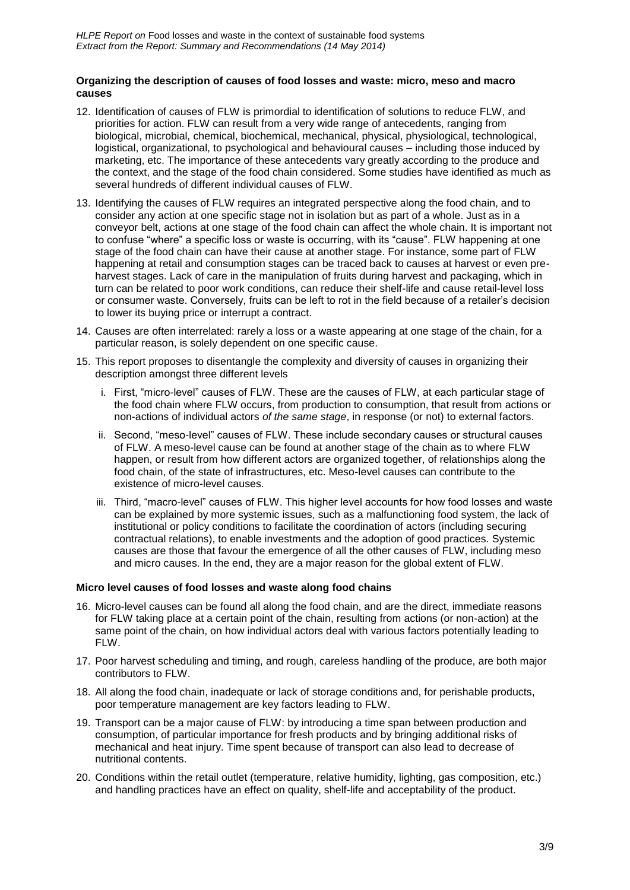### Organizing the description of causes of food losses and waste: micro, meso and macro causes

12. Identification of causes of FLW is primordial to identification of solutions to reduce FLW, and priorities for action. FLW can result from a very wide range of antecedents, ranging from biological, microbial, chemical, biochemical, mechanical, physical, physiological, technological, logistical, organizational, to psychological and behavioural causes – including those induced by marketing, etc. The importance of these antecedents vary greatly according to the produce and the context, and the stage of the food chain considered. Some studies have identified as much as several hundreds of different individual causes of FLW.

13. Identifying the causes of FLW requires an integrated perspective along the food chain, and to consider any action at one specific stage not in isolation but as part of a whole. Just as in a conveyor belt, actions at one stage of the food chain can affect the whole chain. It is important not to confuse "where" a specific loss or waste is occurring, with its "cause". FLW happening at one stage of the food chain can have their cause at another stage. For instance, some part of FLW happening at retail and consumption stages can be traced back to causes at harvest or even pre-harvest stages. Lack of care in the manipulation of fruits during harvest and packaging, which in turn can be related to poor work conditions, can reduce their shelf-life and cause retail-level loss or consumer waste. Conversely, fruits can be left to rot in the field because of a retailer's decision to lower its buying price or interrupt a contract.

14. Causes are often interrelated: rarely a loss or a waste appearing at one stage of the chain, for a particular reason, is solely dependent on one specific cause.

15. This report proposes to disentangle the complexity and diversity of causes in organizing their description amongst three different levels

    i. First, "micro-level" causes of FLW. These are the causes of FLW, at each particular stage of the food chain where FLW occurs, from production to consumption, that result from actions or non-actions of individual actors *of the same stage*, in response (or not) to external factors.

    ii. Second, "meso-level" causes of FLW. These include secondary causes or structural causes of FLW. A meso-level cause can be found at another stage of the chain as to where FLW happen, or result from how different actors are organized together, of relationships along the food chain, of the state of infrastructures, etc. Meso-level causes can contribute to the existence of micro-level causes.

    iii. Third, "macro-level" causes of FLW. This higher level accounts for how food losses and waste can be explained by more systemic issues, such as a malfunctioning food system, the lack of institutional or policy conditions to facilitate the coordination of actors (including securing contractual relations), to enable investments and the adoption of good practices. Systemic causes are those that favour the emergence of all the other causes of FLW, including meso and micro causes. In the end, they are a major reason for the global extent of FLW.

### Micro level causes of food losses and waste along food chains

16. Micro-level causes can be found all along the food chain, and are the direct, immediate reasons for FLW taking place at a certain point of the chain, resulting from actions (or non-action) at the same point of the chain, on how individual actors deal with various factors potentially leading to FLW.

17. Poor harvest scheduling and timing, and rough, careless handling of the produce, are both major contributors to FLW.

18. All along the food chain, inadequate or lack of storage conditions and, for perishable products, poor temperature management are key factors leading to FLW.

19. Transport can be a major cause of FLW: by introducing a time span between production and consumption, of particular importance for fresh products and by bringing additional risks of mechanical and heat injury. Time spent because of transport can also lead to decrease of nutritional contents.

20. Conditions within the retail outlet (temperature, relative humidity, lighting, gas composition, etc.) and handling practices have an effect on quality, shelf-life and acceptability of the product.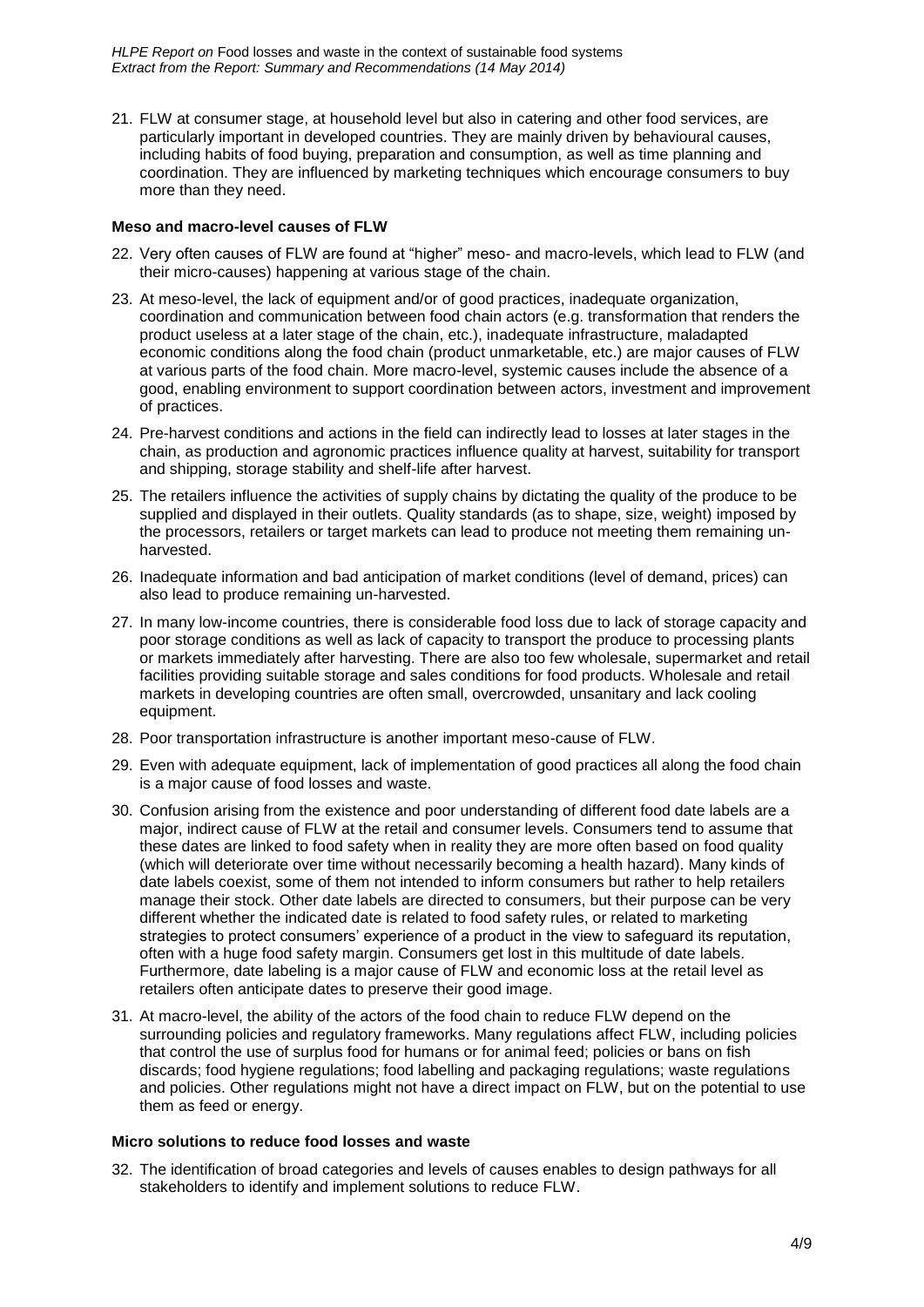21. FLW at consumer stage, at household level but also in catering and other food services, are particularly important in developed countries. They are mainly driven by behavioural causes, including habits of food buying, preparation and consumption, as well as time planning and coordination. They are influenced by marketing techniques which encourage consumers to buy more than they need.

**Meso and macro-level causes of FLW**

22. Very often causes of FLW are found at "higher" meso- and macro-levels, which lead to FLW (and their micro-causes) happening at various stage of the chain.

23. At meso-level, the lack of equipment and/or of good practices, inadequate organization, coordination and communication between food chain actors (e.g. transformation that renders the product useless at a later stage of the chain, etc.), inadequate infrastructure, maladapted economic conditions along the food chain (product unmarketable, etc.) are major causes of FLW at various parts of the food chain. More macro-level, systemic causes include the absence of a good, enabling environment to support coordination between actors, investment and improvement of practices.

24. Pre-harvest conditions and actions in the field can indirectly lead to losses at later stages in the chain, as production and agronomic practices influence quality at harvest, suitability for transport and shipping, storage stability and shelf-life after harvest.

25. The retailers influence the activities of supply chains by dictating the quality of the produce to be supplied and displayed in their outlets. Quality standards (as to shape, size, weight) imposed by the processors, retailers or target markets can lead to produce not meeting them remaining un-harvested.

26. Inadequate information and bad anticipation of market conditions (level of demand, prices) can also lead to produce remaining un-harvested.

27. In many low-income countries, there is considerable food loss due to lack of storage capacity and poor storage conditions as well as lack of capacity to transport the produce to processing plants or markets immediately after harvesting. There are also too few wholesale, supermarket and retail facilities providing suitable storage and sales conditions for food products. Wholesale and retail markets in developing countries are often small, overcrowded, unsanitary and lack cooling equipment.

28. Poor transportation infrastructure is another important meso-cause of FLW.

29. Even with adequate equipment, lack of implementation of good practices all along the food chain is a major cause of food losses and waste.

30. Confusion arising from the existence and poor understanding of different food date labels are a major, indirect cause of FLW at the retail and consumer levels. Consumers tend to assume that these dates are linked to food safety when in reality they are more often based on food quality (which will deteriorate over time without necessarily becoming a health hazard). Many kinds of date labels coexist, some of them not intended to inform consumers but rather to help retailers manage their stock. Other date labels are directed to consumers, but their purpose can be very different whether the indicated date is related to food safety rules, or related to marketing strategies to protect consumers' experience of a product in the view to safeguard its reputation, often with a huge food safety margin. Consumers get lost in this multitude of date labels. Furthermore, date labeling is a major cause of FLW and economic loss at the retail level as retailers often anticipate dates to preserve their good image.

31. At macro-level, the ability of the actors of the food chain to reduce FLW depend on the surrounding policies and regulatory frameworks. Many regulations affect FLW, including policies that control the use of surplus food for humans or for animal feed; policies or bans on fish discards; food hygiene regulations; food labelling and packaging regulations; waste regulations and policies. Other regulations might not have a direct impact on FLW, but on the potential to use them as feed or energy.

**Micro solutions to reduce food losses and waste**

32. The identification of broad categories and levels of causes enables to design pathways for all stakeholders to identify and implement solutions to reduce FLW.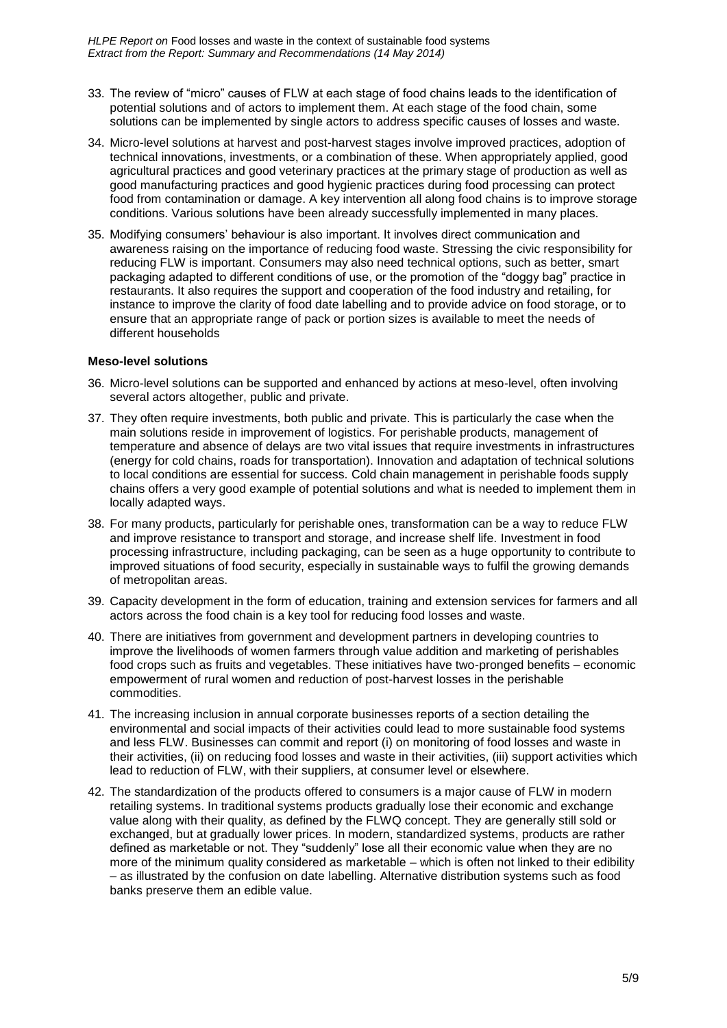33. The review of "micro" causes of FLW at each stage of food chains leads to the identification of potential solutions and of actors to implement them. At each stage of the food chain, some solutions can be implemented by single actors to address specific causes of losses and waste.

34. Micro-level solutions at harvest and post-harvest stages involve improved practices, adoption of technical innovations, investments, or a combination of these. When appropriately applied, good agricultural practices and good veterinary practices at the primary stage of production as well as good manufacturing practices and good hygienic practices during food processing can protect food from contamination or damage. A key intervention all along food chains is to improve storage conditions. Various solutions have been already successfully implemented in many places.

35. Modifying consumers' behaviour is also important. It involves direct communication and awareness raising on the importance of reducing food waste. Stressing the civic responsibility for reducing FLW is important. Consumers may also need technical options, such as better, smart packaging adapted to different conditions of use, or the promotion of the "doggy bag" practice in restaurants. It also requires the support and cooperation of the food industry and retailing, for instance to improve the clarity of food date labelling and to provide advice on food storage, or to ensure that an appropriate range of pack or portion sizes is available to meet the needs of different households

**Meso-level solutions**

36. Micro-level solutions can be supported and enhanced by actions at meso-level, often involving several actors altogether, public and private.

37. They often require investments, both public and private. This is particularly the case when the main solutions reside in improvement of logistics. For perishable products, management of temperature and absence of delays are two vital issues that require investments in infrastructures (energy for cold chains, roads for transportation). Innovation and adaptation of technical solutions to local conditions are essential for success. Cold chain management in perishable foods supply chains offers a very good example of potential solutions and what is needed to implement them in locally adapted ways.

38. For many products, particularly for perishable ones, transformation can be a way to reduce FLW and improve resistance to transport and storage, and increase shelf life. Investment in food processing infrastructure, including packaging, can be seen as a huge opportunity to contribute to improved situations of food security, especially in sustainable ways to fulfil the growing demands of metropolitan areas.

39. Capacity development in the form of education, training and extension services for farmers and all actors across the food chain is a key tool for reducing food losses and waste.

40. There are initiatives from government and development partners in developing countries to improve the livelihoods of women farmers through value addition and marketing of perishables food crops such as fruits and vegetables. These initiatives have two-pronged benefits – economic empowerment of rural women and reduction of post-harvest losses in the perishable commodities.

41. The increasing inclusion in annual corporate businesses reports of a section detailing the environmental and social impacts of their activities could lead to more sustainable food systems and less FLW. Businesses can commit and report (i) on monitoring of food losses and waste in their activities, (ii) on reducing food losses and waste in their activities, (iii) support activities which lead to reduction of FLW, with their suppliers, at consumer level or elsewhere.

42. The standardization of the products offered to consumers is a major cause of FLW in modern retailing systems. In traditional systems products gradually lose their economic and exchange value along with their quality, as defined by the FLWQ concept. They are generally still sold or exchanged, but at gradually lower prices. In modern, standardized systems, products are rather defined as marketable or not. They "suddenly" lose all their economic value when they are no more of the minimum quality considered as marketable – which is often not linked to their edibility – as illustrated by the confusion on date labelling. Alternative distribution systems such as food banks preserve them an edible value.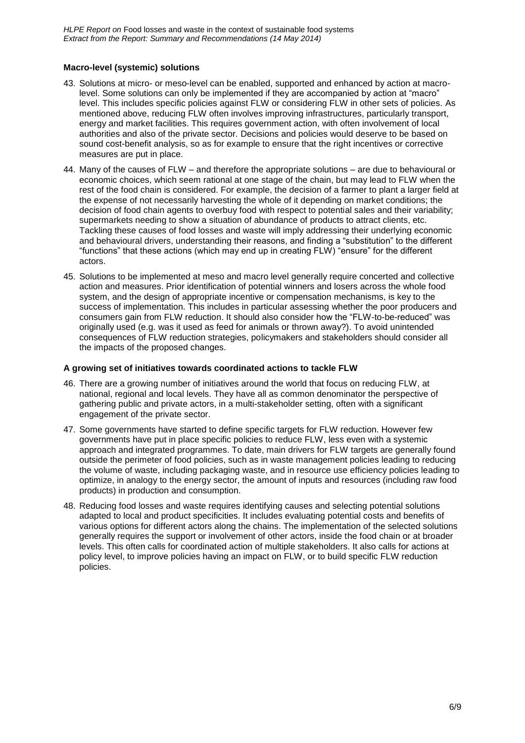**Macro-level (systemic) solutions**

43. Solutions at micro- or meso-level can be enabled, supported and enhanced by action at macro-level. Some solutions can only be implemented if they are accompanied by action at "macro" level. This includes specific policies against FLW or considering FLW in other sets of policies. As mentioned above, reducing FLW often involves improving infrastructures, particularly transport, energy and market facilities. This requires government action, with often involvement of local authorities and also of the private sector. Decisions and policies would deserve to be based on sound cost-benefit analysis, so as for example to ensure that the right incentives or corrective measures are put in place.

44. Many of the causes of FLW – and therefore the appropriate solutions – are due to behavioural or economic choices, which seem rational at one stage of the chain, but may lead to FLW when the rest of the food chain is considered. For example, the decision of a farmer to plant a larger field at the expense of not necessarily harvesting the whole of it depending on market conditions; the decision of food chain agents to overbuy food with respect to potential sales and their variability; supermarkets needing to show a situation of abundance of products to attract clients, etc. Tackling these causes of food losses and waste will imply addressing their underlying economic and behavioural drivers, understanding their reasons, and finding a "substitution" to the different "functions" that these actions (which may end up in creating FLW) "ensure" for the different actors.

45. Solutions to be implemented at meso and macro level generally require concerted and collective action and measures. Prior identification of potential winners and losers across the whole food system, and the design of appropriate incentive or compensation mechanisms, is key to the success of implementation. This includes in particular assessing whether the poor producers and consumers gain from FLW reduction. It should also consider how the "FLW-to-be-reduced" was originally used (e.g. was it used as feed for animals or thrown away?). To avoid unintended consequences of FLW reduction strategies, policymakers and stakeholders should consider all the impacts of the proposed changes.

**A growing set of initiatives towards coordinated actions to tackle FLW**

46. There are a growing number of initiatives around the world that focus on reducing FLW, at national, regional and local levels. They have all as common denominator the perspective of gathering public and private actors, in a multi-stakeholder setting, often with a significant engagement of the private sector.

47. Some governments have started to define specific targets for FLW reduction. However few governments have put in place specific policies to reduce FLW, less even with a systemic approach and integrated programmes. To date, main drivers for FLW targets are generally found outside the perimeter of food policies, such as in waste management policies leading to reducing the volume of waste, including packaging waste, and in resource use efficiency policies leading to optimize, in analogy to the energy sector, the amount of inputs and resources (including raw food products) in production and consumption.

48. Reducing food losses and waste requires identifying causes and selecting potential solutions adapted to local and product specificities. It includes evaluating potential costs and benefits of various options for different actors along the chains. The implementation of the selected solutions generally requires the support or involvement of other actors, inside the food chain or at broader levels. This often calls for coordinated action of multiple stakeholders. It also calls for actions at policy level, to improve policies having an impact on FLW, or to build specific FLW reduction policies.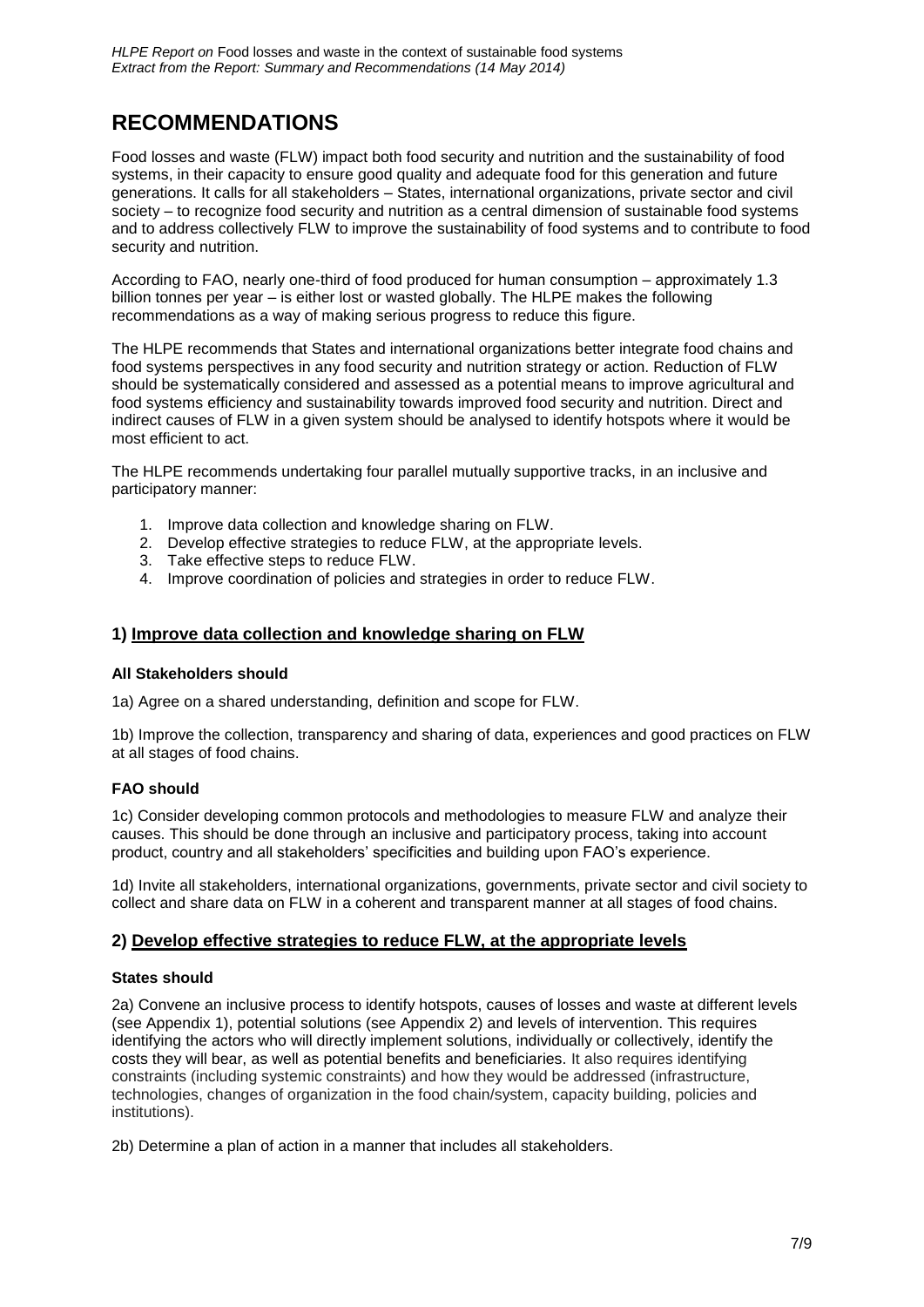# RECOMMENDATIONS

Food losses and waste (FLW) impact both food security and nutrition and the sustainability of food systems, in their capacity to ensure good quality and adequate food for this generation and future generations. It calls for all stakeholders – States, international organizations, private sector and civil society – to recognize food security and nutrition as a central dimension of sustainable food systems and to address collectively FLW to improve the sustainability of food systems and to contribute to food security and nutrition.

According to FAO, nearly one-third of food produced for human consumption – approximately 1.3 billion tonnes per year – is either lost or wasted globally. The HLPE makes the following recommendations as a way of making serious progress to reduce this figure.

The HLPE recommends that States and international organizations better integrate food chains and food systems perspectives in any food security and nutrition strategy or action. Reduction of FLW should be systematically considered and assessed as a potential means to improve agricultural and food systems efficiency and sustainability towards improved food security and nutrition. Direct and indirect causes of FLW in a given system should be analysed to identify hotspots where it would be most efficient to act.

The HLPE recommends undertaking four parallel mutually supportive tracks, in an inclusive and participatory manner:

1. Improve data collection and knowledge sharing on FLW.
2. Develop effective strategies to reduce FLW, at the appropriate levels.
3. Take effective steps to reduce FLW.
4. Improve coordination of policies and strategies in order to reduce FLW.

## 1) <u>Improve data collection and knowledge sharing on FLW</u>

### All Stakeholders should

1a) Agree on a shared understanding, definition and scope for FLW.

1b) Improve the collection, transparency and sharing of data, experiences and good practices on FLW at all stages of food chains.

### FAO should

1c) Consider developing common protocols and methodologies to measure FLW and analyze their causes. This should be done through an inclusive and participatory process, taking into account product, country and all stakeholders' specificities and building upon FAO's experience.

1d) Invite all stakeholders, international organizations, governments, private sector and civil society to collect and share data on FLW in a coherent and transparent manner at all stages of food chains.

## 2) <u>Develop effective strategies to reduce FLW, at the appropriate levels</u>

### States should

2a) Convene an inclusive process to identify hotspots, causes of losses and waste at different levels (see Appendix 1), potential solutions (see Appendix 2) and levels of intervention. This requires identifying the actors who will directly implement solutions, individually or collectively, identify the costs they will bear, as well as potential benefits and beneficiaries. It also requires identifying constraints (including systemic constraints) and how they would be addressed (infrastructure, technologies, changes of organization in the food chain/system, capacity building, policies and institutions).

2b) Determine a plan of action in a manner that includes all stakeholders.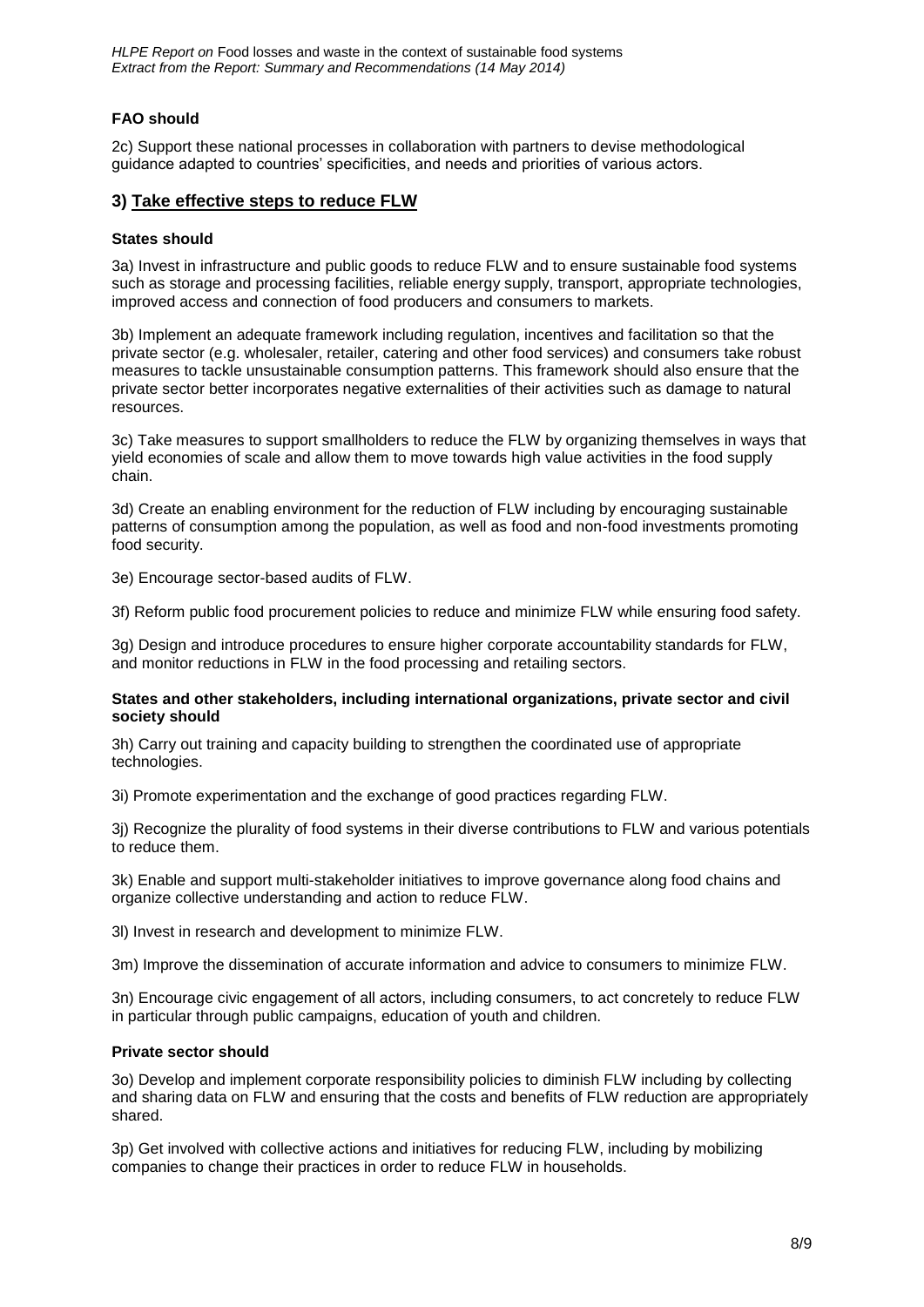**FAO should**

2c) Support these national processes in collaboration with partners to devise methodological guidance adapted to countries' specificities, and needs and priorities of various actors.

## 3) Take effective steps to reduce FLW

**States should**

3a) Invest in infrastructure and public goods to reduce FLW and to ensure sustainable food systems such as storage and processing facilities, reliable energy supply, transport, appropriate technologies, improved access and connection of food producers and consumers to markets.

3b) Implement an adequate framework including regulation, incentives and facilitation so that the private sector (e.g. wholesaler, retailer, catering and other food services) and consumers take robust measures to tackle unsustainable consumption patterns. This framework should also ensure that the private sector better incorporates negative externalities of their activities such as damage to natural resources.

3c) Take measures to support smallholders to reduce the FLW by organizing themselves in ways that yield economies of scale and allow them to move towards high value activities in the food supply chain.

3d) Create an enabling environment for the reduction of FLW including by encouraging sustainable patterns of consumption among the population, as well as food and non-food investments promoting food security.

3e) Encourage sector-based audits of FLW.

3f) Reform public food procurement policies to reduce and minimize FLW while ensuring food safety.

3g) Design and introduce procedures to ensure higher corporate accountability standards for FLW, and monitor reductions in FLW in the food processing and retailing sectors.

**States and other stakeholders, including international organizations, private sector and civil society should**

3h) Carry out training and capacity building to strengthen the coordinated use of appropriate technologies.

3i) Promote experimentation and the exchange of good practices regarding FLW.

3j) Recognize the plurality of food systems in their diverse contributions to FLW and various potentials to reduce them.

3k) Enable and support multi-stakeholder initiatives to improve governance along food chains and organize collective understanding and action to reduce FLW.

3l) Invest in research and development to minimize FLW.

3m) Improve the dissemination of accurate information and advice to consumers to minimize FLW.

3n) Encourage civic engagement of all actors, including consumers, to act concretely to reduce FLW in particular through public campaigns, education of youth and children.

**Private sector should**

3o) Develop and implement corporate responsibility policies to diminish FLW including by collecting and sharing data on FLW and ensuring that the costs and benefits of FLW reduction are appropriately shared.

3p) Get involved with collective actions and initiatives for reducing FLW, including by mobilizing companies to change their practices in order to reduce FLW in households.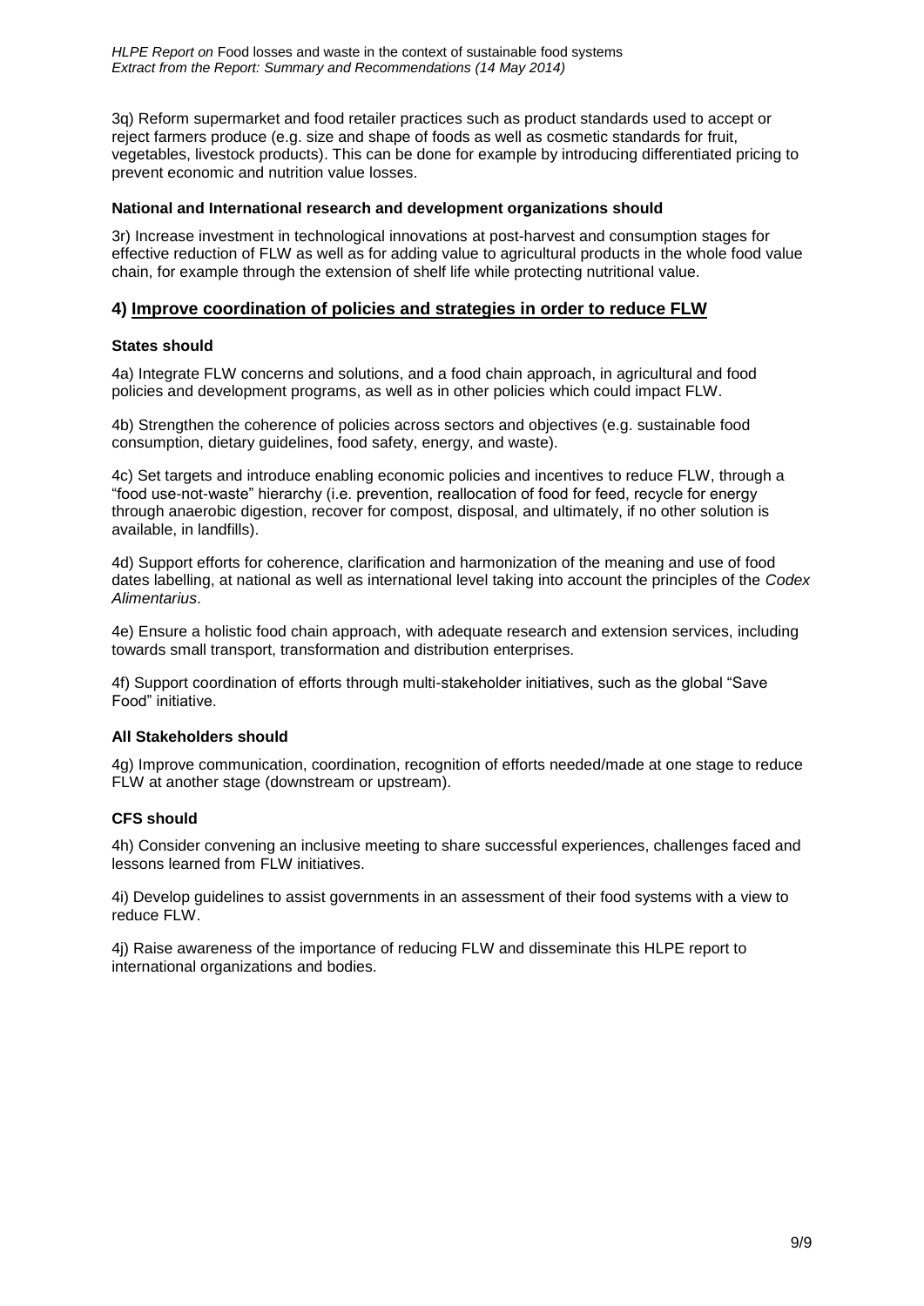3q) Reform supermarket and food retailer practices such as product standards used to accept or reject farmers produce (e.g. size and shape of foods as well as cosmetic standards for fruit, vegetables, livestock products). This can be done for example by introducing differentiated pricing to prevent economic and nutrition value losses.

**National and International research and development organizations should**

3r) Increase investment in technological innovations at post-harvest and consumption stages for effective reduction of FLW as well as for adding value to agricultural products in the whole food value chain, for example through the extension of shelf life while protecting nutritional value.

## 4) Improve coordination of policies and strategies in order to reduce FLW

**States should**

4a) Integrate FLW concerns and solutions, and a food chain approach, in agricultural and food policies and development programs, as well as in other policies which could impact FLW.

4b) Strengthen the coherence of policies across sectors and objectives (e.g. sustainable food consumption, dietary guidelines, food safety, energy, and waste).

4c) Set targets and introduce enabling economic policies and incentives to reduce FLW, through a "food use-not-waste" hierarchy (i.e. prevention, reallocation of food for feed, recycle for energy through anaerobic digestion, recover for compost, disposal, and ultimately, if no other solution is available, in landfills).

4d) Support efforts for coherence, clarification and harmonization of the meaning and use of food dates labelling, at national as well as international level taking into account the principles of the *Codex Alimentarius*.

4e) Ensure a holistic food chain approach, with adequate research and extension services, including towards small transport, transformation and distribution enterprises.

4f) Support coordination of efforts through multi-stakeholder initiatives, such as the global "Save Food" initiative.

**All Stakeholders should**

4g) Improve communication, coordination, recognition of efforts needed/made at one stage to reduce FLW at another stage (downstream or upstream).

**CFS should**

4h) Consider convening an inclusive meeting to share successful experiences, challenges faced and lessons learned from FLW initiatives.

4i) Develop guidelines to assist governments in an assessment of their food systems with a view to reduce FLW.

4j) Raise awareness of the importance of reducing FLW and disseminate this HLPE report to international organizations and bodies.